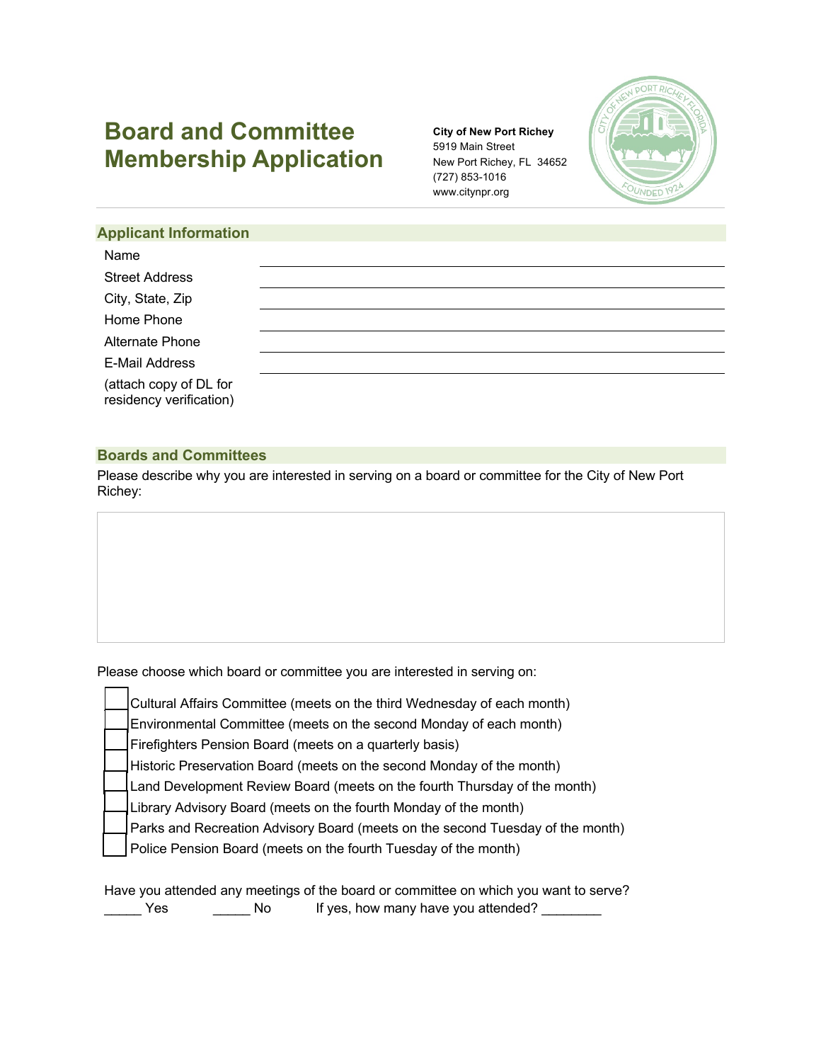# Board and Committee Membership Application

**City of New Port Richey**
5919 Main Street
New Port Richey, FL 34652
(727) 853-1016
www.citynpr.org

## Applicant Information

Name ______________________________

Street Address ______________________________

City, State, Zip ______________________________

Home Phone ______________________________

Alternate Phone ______________________________

E-Mail Address ______________________________

(attach copy of DL for residency verification)

## Boards and Committees

Please describe why you are interested in serving on a board or committee for the City of New Port Richey:

Please choose which board or committee you are interested in serving on:

- ☐ Cultural Affairs Committee (meets on the third Wednesday of each month)
- ☐ Environmental Committee (meets on the second Monday of each month)
- ☐ Firefighters Pension Board (meets on a quarterly basis)
- ☐ Historic Preservation Board (meets on the second Monday of the month)
- ☐ Land Development Review Board (meets on the fourth Thursday of the month)
- ☐ Library Advisory Board (meets on the fourth Monday of the month)
- ☐ Parks and Recreation Advisory Board (meets on the second Tuesday of the month)
- ☐ Police Pension Board (meets on the fourth Tuesday of the month)

Have you attended any meetings of the board or committee on which you want to serve?
_____ Yes _____ No If yes, how many have you attended? ________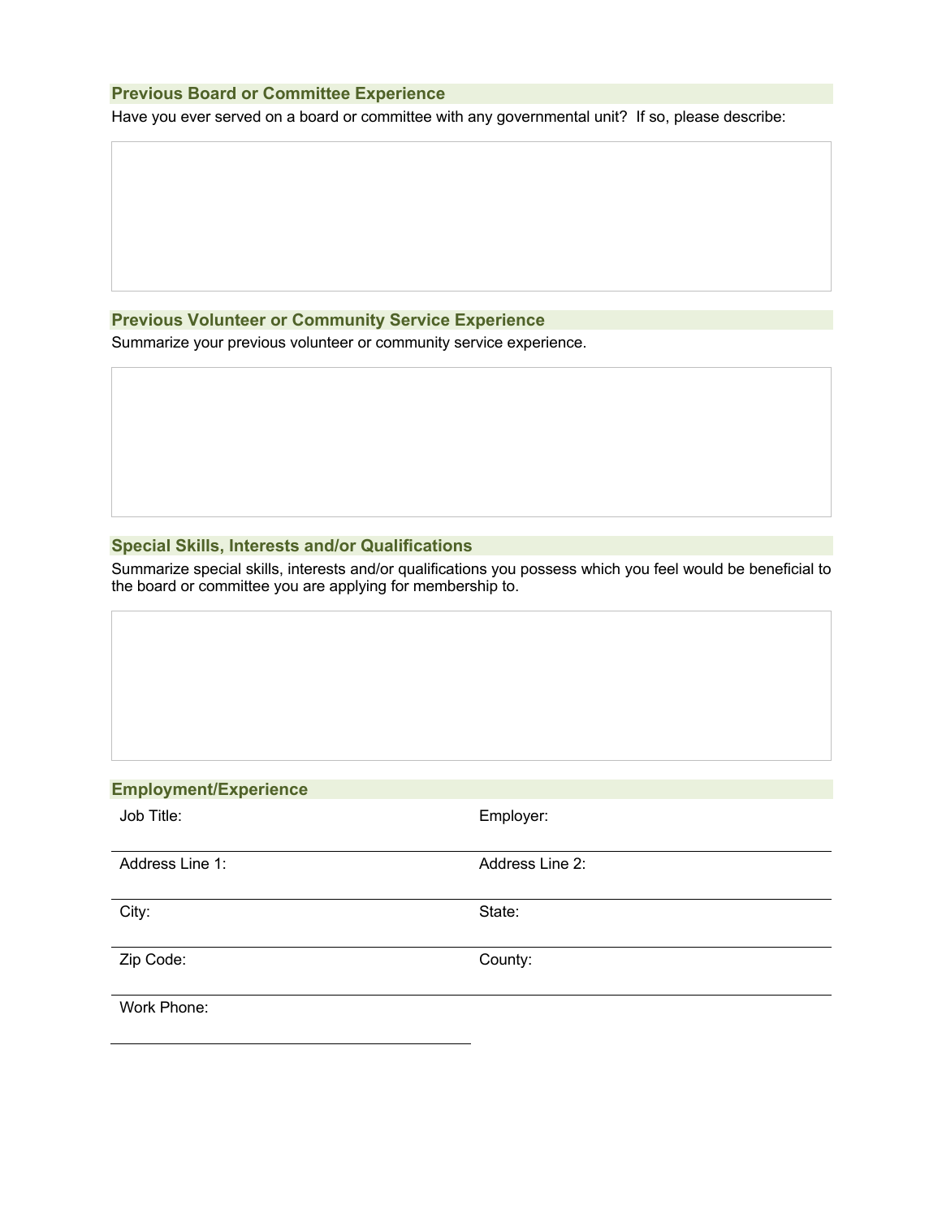## Previous Board or Committee Experience

Have you ever served on a board or committee with any governmental unit? If so, please describe:

## Previous Volunteer or Community Service Experience

Summarize your previous volunteer or community service experience.

## Special Skills, Interests and/or Qualifications

Summarize special skills, interests and/or qualifications you possess which you feel would be beneficial to the board or committee you are applying for membership to.

## Employment/Experience

Job Title:

Employer:

Address Line 1:

Address Line 2:

City:

State:

Zip Code:

County:

Work Phone: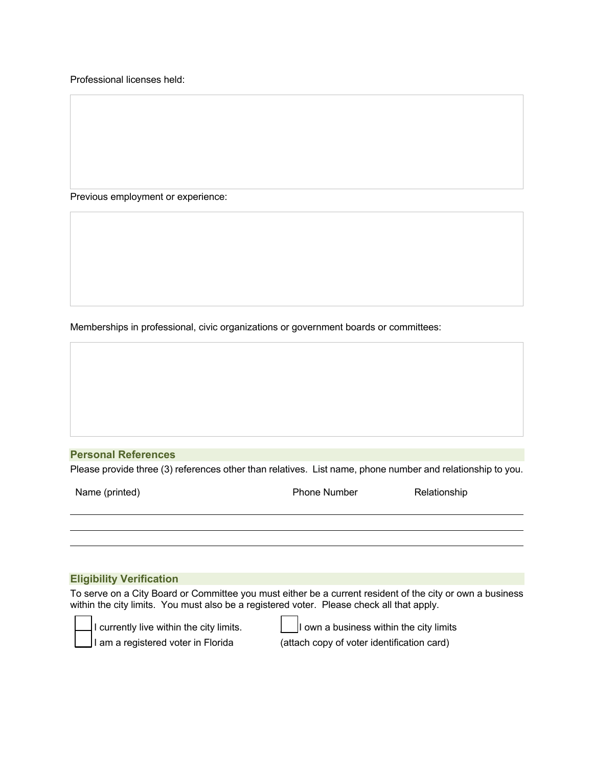Professional licenses held:

Previous employment or experience:

Memberships in professional, civic organizations or government boards or committees:

## Personal References

Please provide three (3) references other than relatives. List name, phone number and relationship to you.

| Name (printed) | Phone Number | Relationship |
| --- | --- | --- |
| | | |
| | | |
| | | |

## Eligibility Verification

To serve on a City Board or Committee you must either be a current resident of the city or own a business within the city limits. You must also be a registered voter. Please check all that apply.

- [ ] I currently live within the city limits.
- [ ] I am a registered voter in Florida
- [ ] I own a business within the city limits

(attach copy of voter identification card)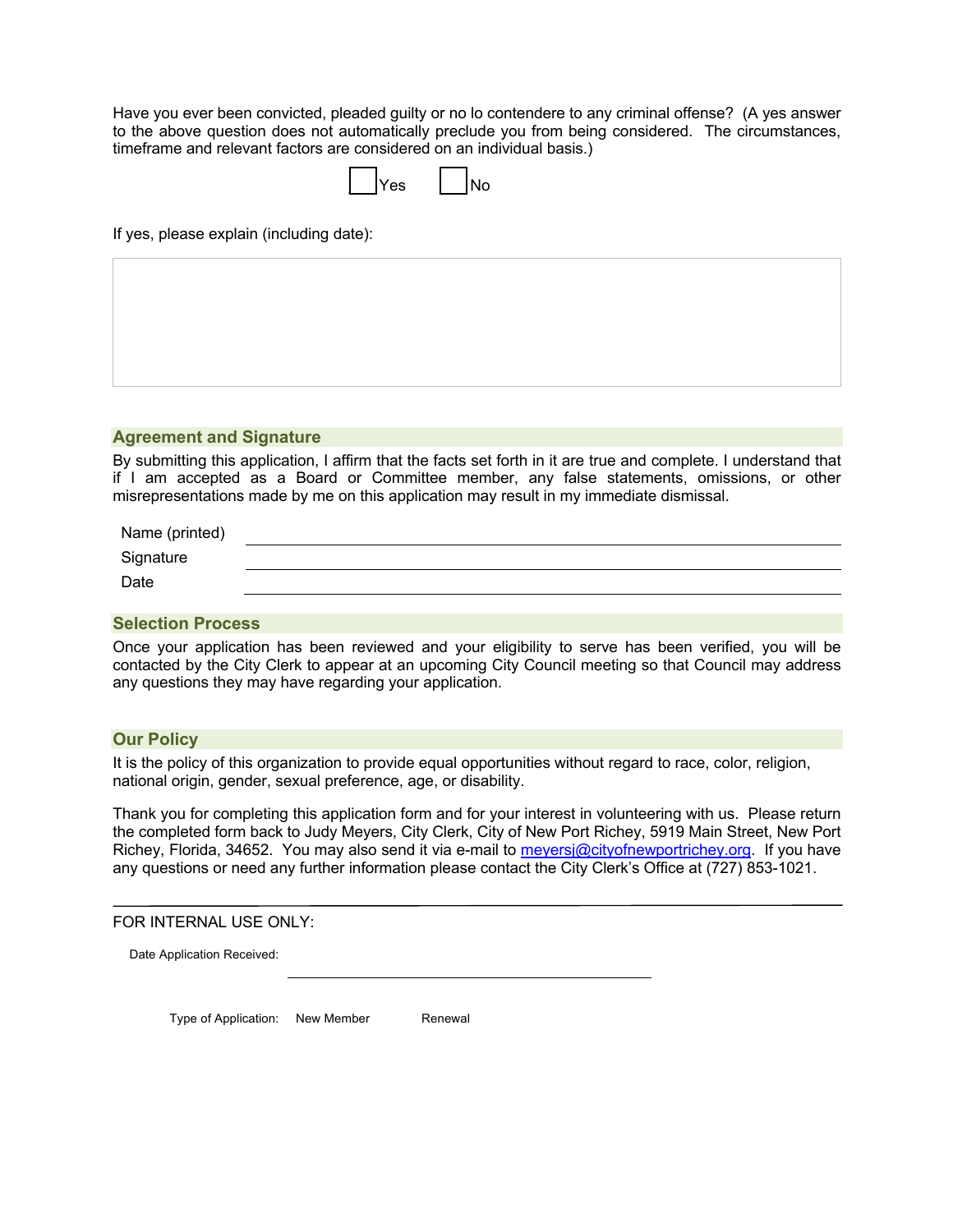Have you ever been convicted, pleaded guilty or no lo contendere to any criminal offense? (A yes answer to the above question does not automatically preclude you from being considered. The circumstances, timeframe and relevant factors are considered on an individual basis.)

☐ Yes ☐ No

If yes, please explain (including date):

## Agreement and Signature

By submitting this application, I affirm that the facts set forth in it are true and complete. I understand that if I am accepted as a Board or Committee member, any false statements, omissions, or other misrepresentations made by me on this application may result in my immediate dismissal.

Name (printed) ______________________________

Signature ______________________________

Date ______________________________

## Selection Process

Once your application has been reviewed and your eligibility to serve has been verified, you will be contacted by the City Clerk to appear at an upcoming City Council meeting so that Council may address any questions they may have regarding your application.

## Our Policy

It is the policy of this organization to provide equal opportunities without regard to race, color, religion, national origin, gender, sexual preference, age, or disability.

Thank you for completing this application form and for your interest in volunteering with us. Please return the completed form back to Judy Meyers, City Clerk, City of New Port Richey, 5919 Main Street, New Port Richey, Florida, 34652. You may also send it via e-mail to meyersj@cityofnewportrichey.org. If you have any questions or need any further information please contact the City Clerk's Office at (727) 853-1021.

---

FOR INTERNAL USE ONLY:

Date Application Received: ______________________________

Type of Application: New Member Renewal